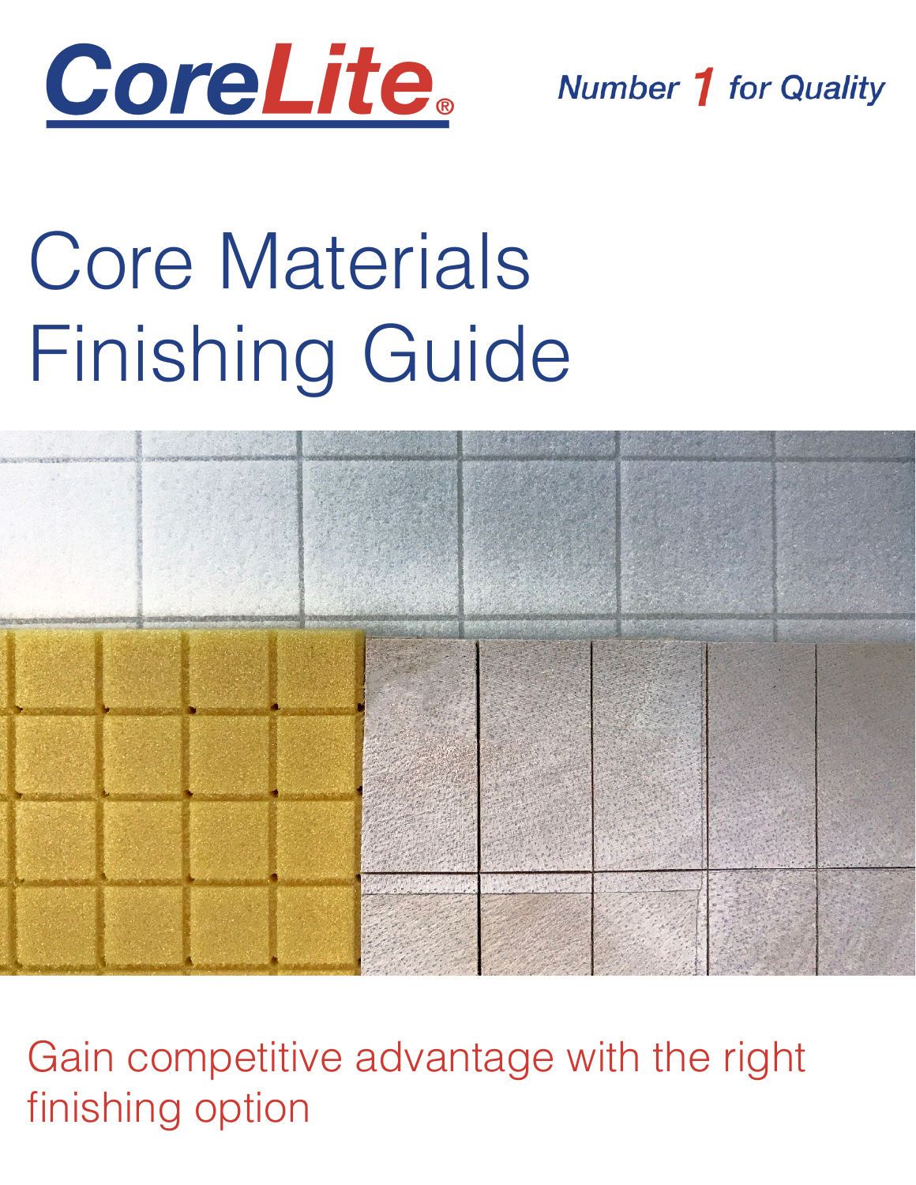CoreLite®

*Number 1 for Quality*

# Core Materials Finishing Guide

Gain competitive advantage with the right finishing option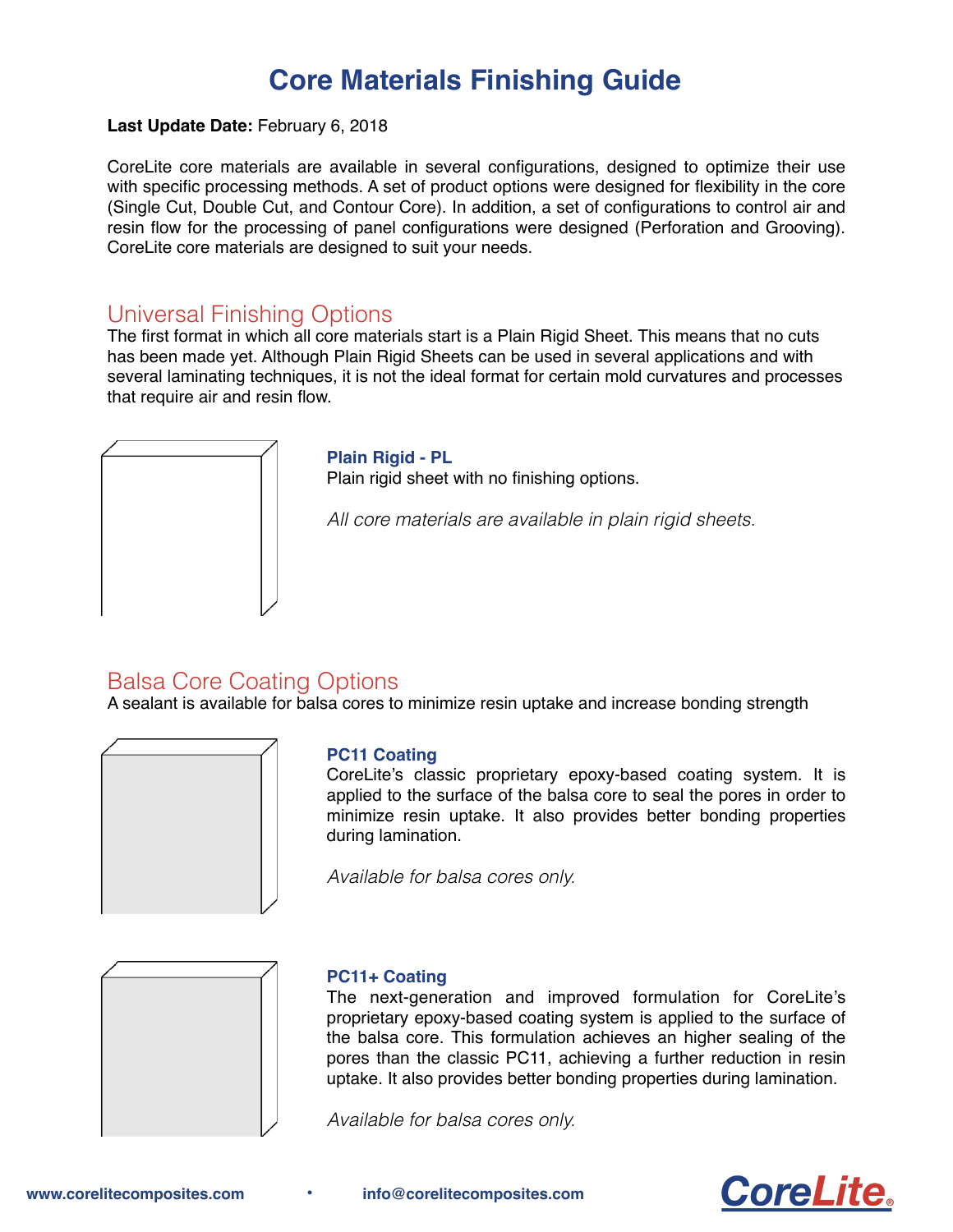# Core Materials Finishing Guide

**Last Update Date:** February 6, 2018

CoreLite core materials are available in several configurations, designed to optimize their use with specific processing methods. A set of product options were designed for flexibility in the core (Single Cut, Double Cut, and Contour Core). In addition, a set of configurations to control air and resin flow for the processing of panel configurations were designed (Perforation and Grooving). CoreLite core materials are designed to suit your needs.

## Universal Finishing Options

The first format in which all core materials start is a Plain Rigid Sheet. This means that no cuts has been made yet. Although Plain Rigid Sheets can be used in several applications and with several laminating techniques, it is not the ideal format for certain mold curvatures and processes that require air and resin flow.

### Plain Rigid - PL

Plain rigid sheet with no finishing options.

*All core materials are available in plain rigid sheets.*

## Balsa Core Coating Options

A sealant is available for balsa cores to minimize resin uptake and increase bonding strength

### PC11 Coating

CoreLite's classic proprietary epoxy-based coating system. It is applied to the surface of the balsa core to seal the pores in order to minimize resin uptake. It also provides better bonding properties during lamination.

*Available for balsa cores only.*

### PC11+ Coating

The next-generation and improved formulation for CoreLite's proprietary epoxy-based coating system is applied to the surface of the balsa core. This formulation achieves an higher sealing of the pores than the classic PC11, achieving a further reduction in resin uptake. It also provides better bonding properties during lamination.

*Available for balsa cores only.*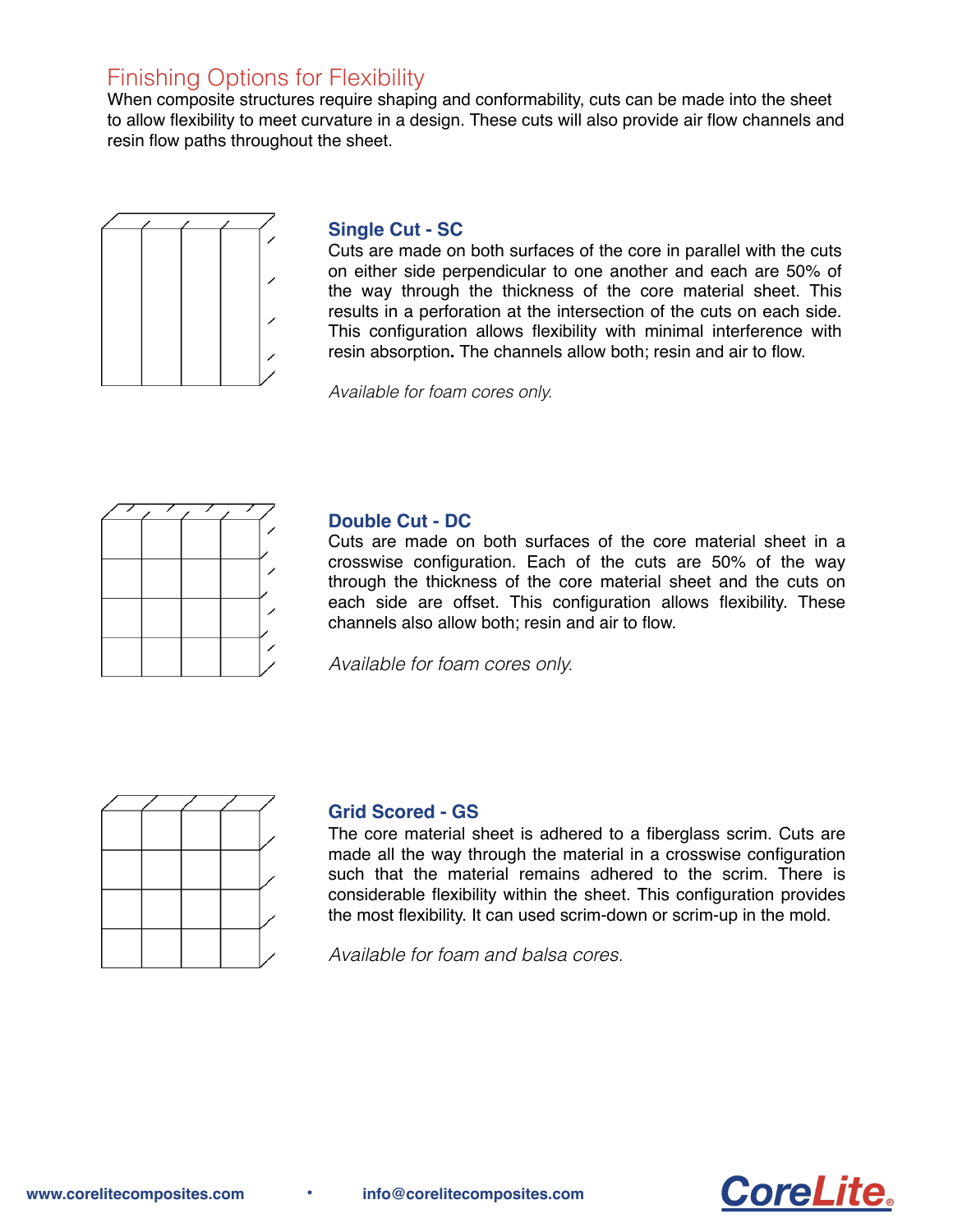## Finishing Options for Flexibility

When composite structures require shaping and conformability, cuts can be made into the sheet to allow flexibility to meet curvature in a design. These cuts will also provide air flow channels and resin flow paths throughout the sheet.

### Single Cut - SC

Cuts are made on both surfaces of the core in parallel with the cuts on either side perpendicular to one another and each are 50% of the way through the thickness of the core material sheet. This results in a perforation at the intersection of the cuts on each side. This configuration allows flexibility with minimal interference with resin absorption**.** The channels allow both; resin and air to flow.

*Available for foam cores only.*

### Double Cut - DC

Cuts are made on both surfaces of the core material sheet in a crosswise configuration. Each of the cuts are 50% of the way through the thickness of the core material sheet and the cuts on each side are offset. This configuration allows flexibility. These channels also allow both; resin and air to flow.

*Available for foam cores only.*

### Grid Scored - GS

The core material sheet is adhered to a fiberglass scrim. Cuts are made all the way through the material in a crosswise configuration such that the material remains adhered to the scrim. There is considerable flexibility within the sheet. This configuration provides the most flexibility. It can used scrim-down or scrim-up in the mold.

*Available for foam and balsa cores.*

www.corelitecomposites.com • info@corelitecomposites.com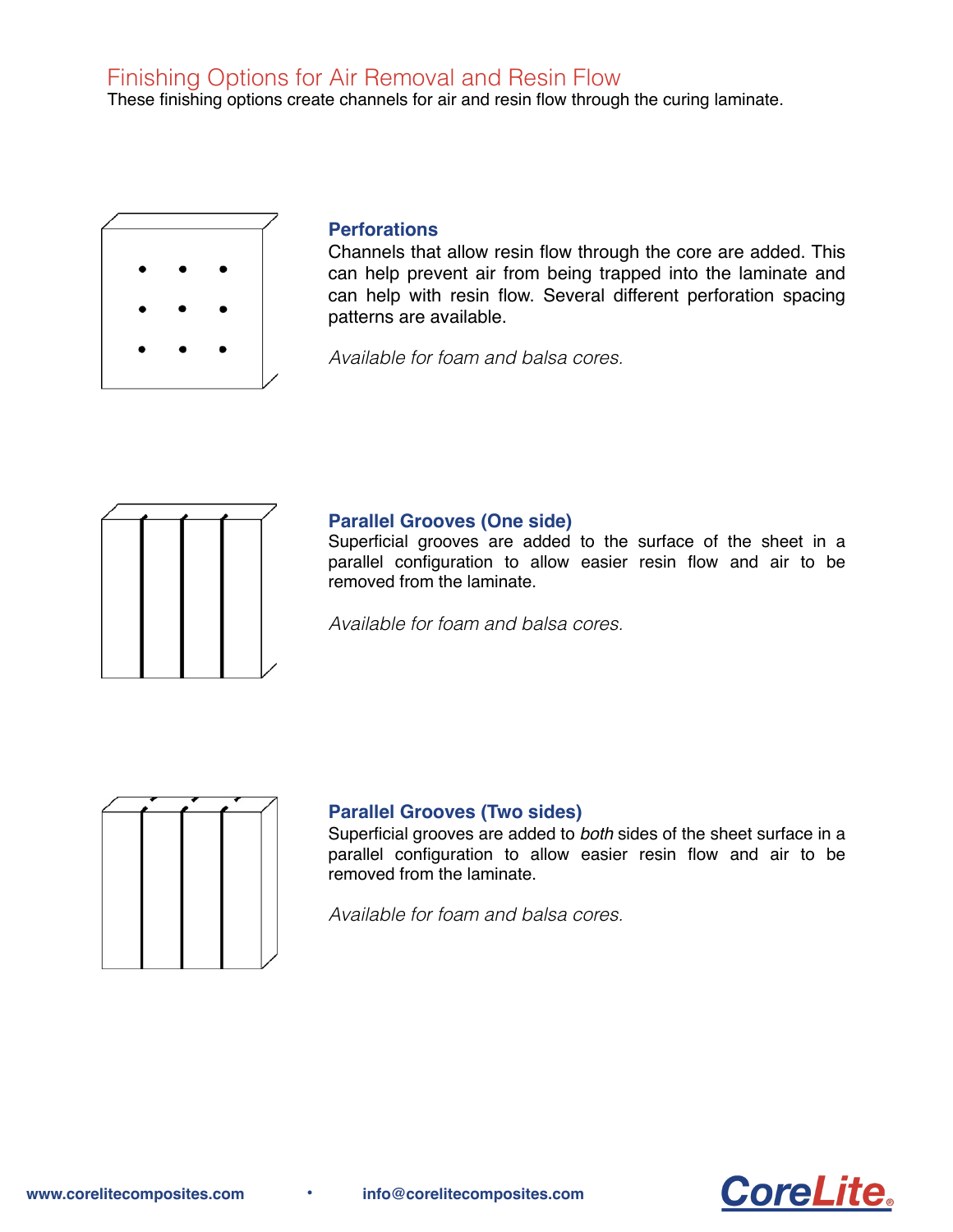# Finishing Options for Air Removal and Resin Flow

These finishing options create channels for air and resin flow through the curing laminate.

## Perforations

Channels that allow resin flow through the core are added. This can help prevent air from being trapped into the laminate and can help with resin flow. Several different perforation spacing patterns are available.

*Available for foam and balsa cores.*

## Parallel Grooves (One side)

Superficial grooves are added to the surface of the sheet in a parallel configuration to allow easier resin flow and air to be removed from the laminate.

*Available for foam and balsa cores.*

## Parallel Grooves (Two sides)

Superficial grooves are added to *both* sides of the sheet surface in a parallel configuration to allow easier resin flow and air to be removed from the laminate.

*Available for foam and balsa cores.*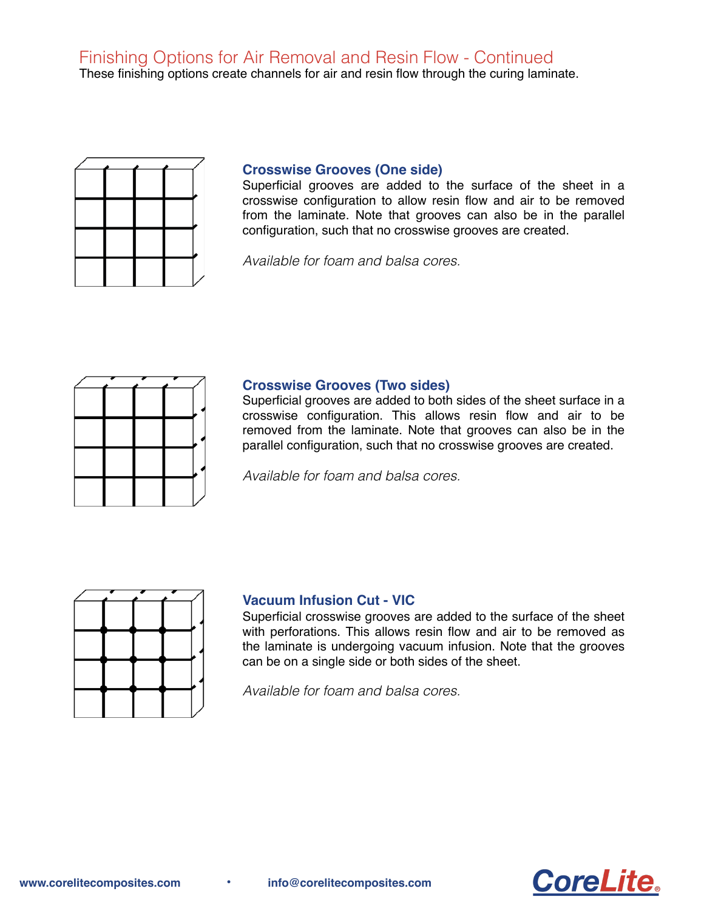# Finishing Options for Air Removal and Resin Flow - Continued

These finishing options create channels for air and resin flow through the curing laminate.

## Crosswise Grooves (One side)

Superficial grooves are added to the surface of the sheet in a crosswise configuration to allow resin flow and air to be removed from the laminate. Note that grooves can also be in the parallel configuration, such that no crosswise grooves are created.

*Available for foam and balsa cores.*

## Crosswise Grooves (Two sides)

Superficial grooves are added to both sides of the sheet surface in a crosswise configuration. This allows resin flow and air to be removed from the laminate. Note that grooves can also be in the parallel configuration, such that no crosswise grooves are created.

*Available for foam and balsa cores.*

## Vacuum Infusion Cut - VIC

Superficial crosswise grooves are added to the surface of the sheet with perforations. This allows resin flow and air to be removed as the laminate is undergoing vacuum infusion. Note that the grooves can be on a single side or both sides of the sheet.

*Available for foam and balsa cores.*

www.corelitecomposites.com • info@corelitecomposites.com

CoreLite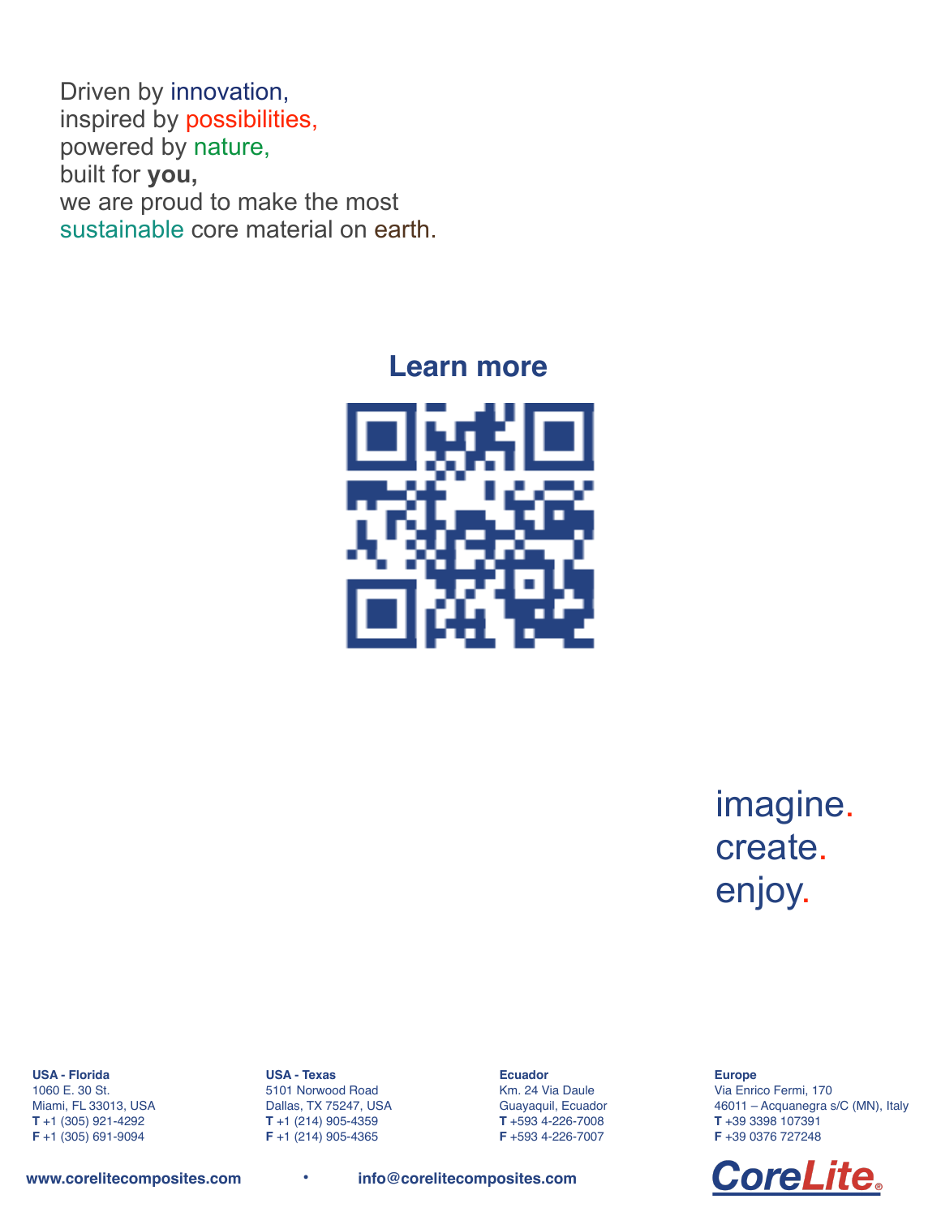Driven by innovation,
inspired by possibilities,
powered by nature,
built for **you,**
we are proud to make the most
sustainable core material on earth.

**Learn more**

imagine.
create.
enjoy.

**USA - Florida**
1060 E. 30 St.
Miami, FL 33013, USA
**T** +1 (305) 921-4292
**F** +1 (305) 691-9094

**USA - Texas**
5101 Norwood Road
Dallas, TX 75247, USA
**T** +1 (214) 905-4359
**F** +1 (214) 905-4365

**Ecuador**
Km. 24 Via Daule
Guayaquil, Ecuador
**T** +593 4-226-7008
**F** +593 4-226-7007

**Europe**
Via Enrico Fermi, 170
46011 – Acquanegra s/C (MN), Italy
**T** +39 3398 107391
**F** +39 0376 727248

**www.corelitecomposites.com** • **info@corelitecomposites.com**

**CoreLite**®